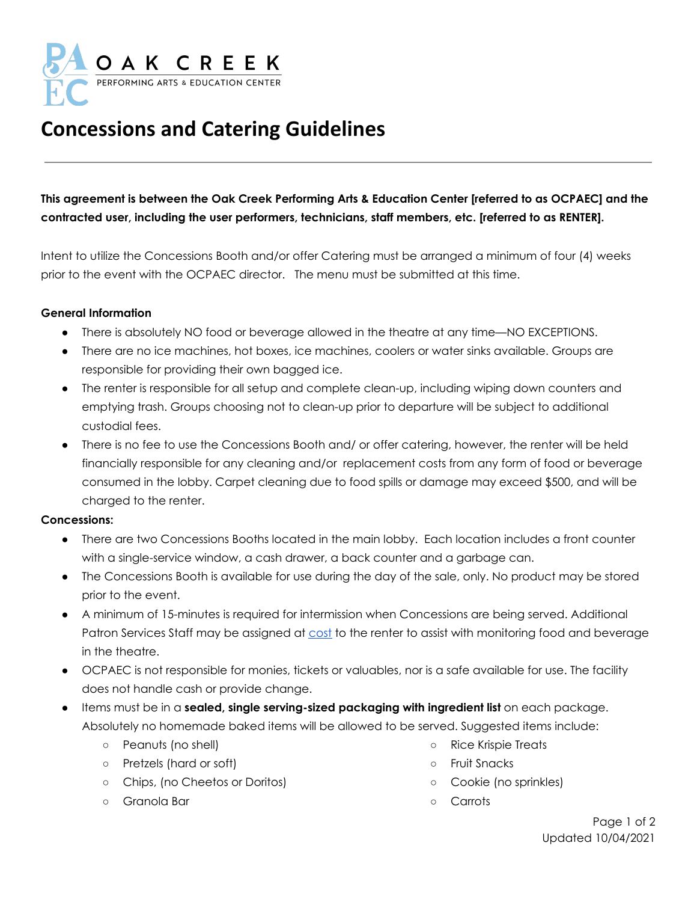OAK CREEK

PERFORMING ARTS & EDUCATION CENTER

# Concessions and Catering Guidelines

**This agreement is between the Oak Creek Performing Arts & Education Center [referred to as OCPAEC] and the contracted user, including the user performers, technicians, staff members, etc. [referred to as RENTER].**

Intent to utilize the Concessions Booth and/or offer Catering must be arranged a minimum of four (4) weeks prior to the event with the OCPAEC director. The menu must be submitted at this time.

**General Information**

- There is absolutely NO food or beverage allowed in the theatre at any time—NO EXCEPTIONS.
- There are no ice machines, hot boxes, ice machines, coolers or water sinks available. Groups are responsible for providing their own bagged ice.
- The renter is responsible for all setup and complete clean-up, including wiping down counters and emptying trash. Groups choosing not to clean-up prior to departure will be subject to additional custodial fees.
- There is no fee to use the Concessions Booth and/ or offer catering, however, the renter will be held financially responsible for any cleaning and/or replacement costs from any form of food or beverage consumed in the lobby. Carpet cleaning due to food spills or damage may exceed $500, and will be charged to the renter.

**Concessions:**

- There are two Concessions Booths located in the main lobby. Each location includes a front counter with a single-service window, a cash drawer, a back counter and a garbage can.
- The Concessions Booth is available for use during the day of the sale, only. No product may be stored prior to the event.
- A minimum of 15-minutes is required for intermission when Concessions are being served. Additional Patron Services Staff may be assigned at cost to the renter to assist with monitoring food and beverage in the theatre.
- OCPAEC is not responsible for monies, tickets or valuables, nor is a safe available for use. The facility does not handle cash or provide change.
- Items must be in a **sealed, single serving-sized packaging with ingredient list** on each package. Absolutely no homemade baked items will be allowed to be served. Suggested items include:
    - Peanuts (no shell)
    - Pretzels (hard or soft)
    - Chips, (no Cheetos or Doritos)
    - Granola Bar
    - Rice Krispie Treats
    - Fruit Snacks
    - Cookie (no sprinkles)
    - Carrots

Updated 10/04/2021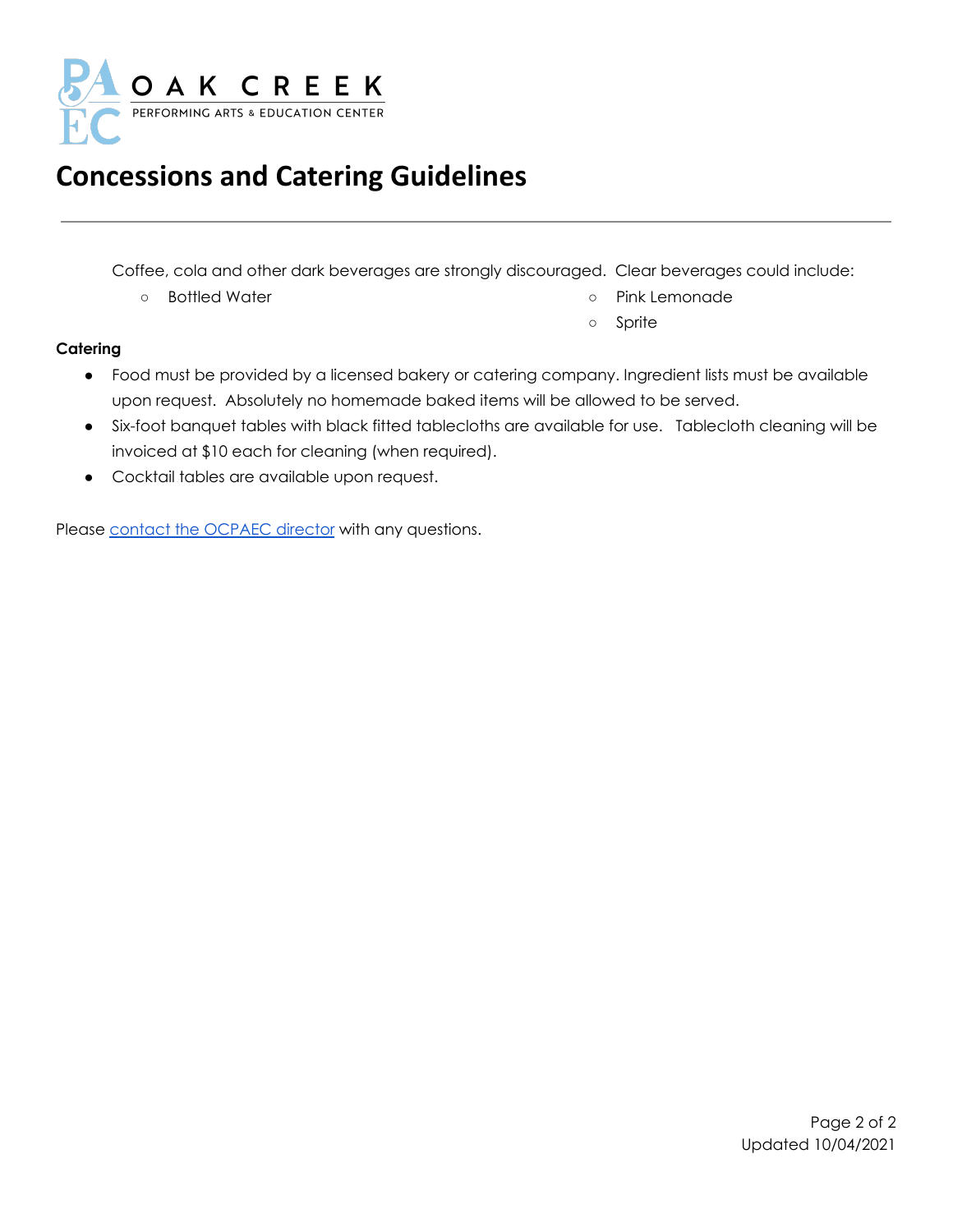# Concessions and Catering Guidelines

Coffee, cola and other dark beverages are strongly discouraged. Clear beverages could include:

- Bottled Water
- Pink Lemonade
- Sprite

**Catering**

- Food must be provided by a licensed bakery or catering company. Ingredient lists must be available upon request. Absolutely no homemade baked items will be allowed to be served.
- Six-foot banquet tables with black fitted tablecloths are available for use. Tablecloth cleaning will be invoiced at $10 each for cleaning (when required).
- Cocktail tables are available upon request.

Please contact the OCPAEC director with any questions.

Updated 10/04/2021